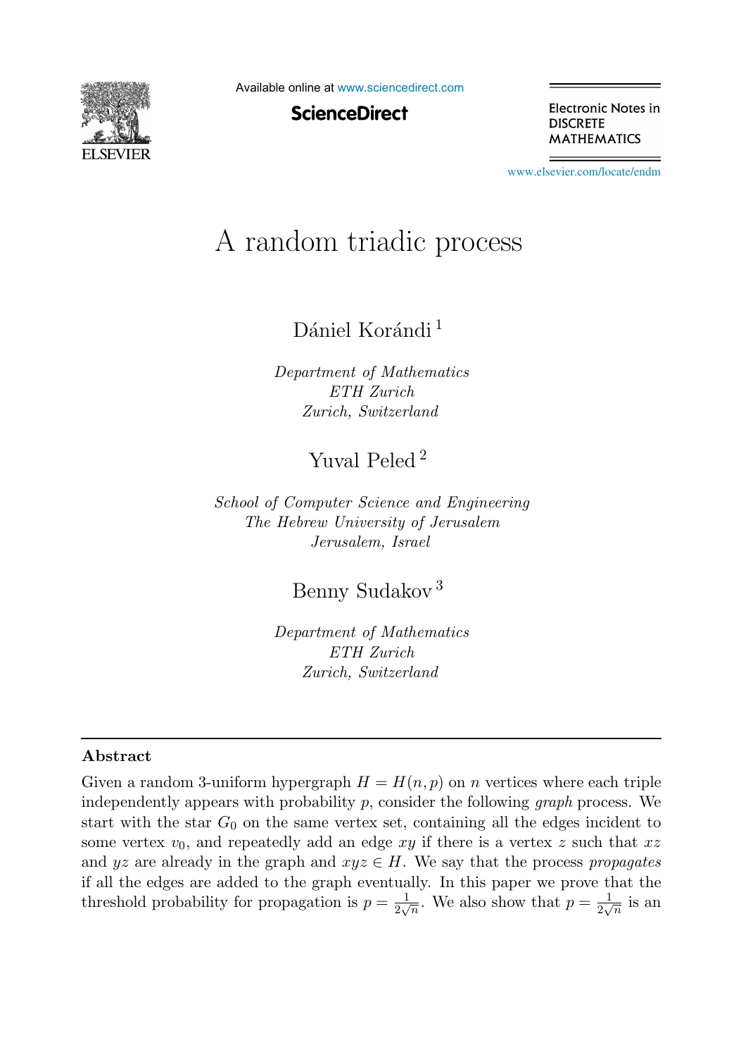# A random triadic process

Dániel Korándi [1]

*Department of Mathematics*
*ETH Zurich*
*Zurich, Switzerland*

Yuval Peled [2]

*School of Computer Science and Engineering*
*The Hebrew University of Jerusalem*
*Jerusalem, Israel*

Benny Sudakov [3]

*Department of Mathematics*
*ETH Zurich*
*Zurich, Switzerland*

## Abstract

Given a random 3-uniform hypergraph $H = H(n,p)$ on $n$ vertices where each triple independently appears with probability $p$, consider the following *graph* process. We start with the star $G_0$ on the same vertex set, containing all the edges incident to some vertex $v_0$, and repeatedly add an edge $xy$ if there is a vertex $z$ such that $xz$ and $yz$ are already in the graph and $xyz \in H$. We say that the process *propagates* if all the edges are added to the graph eventually. In this paper we prove that the threshold probability for propagation is $p = \frac{1}{2\sqrt{n}}$. We also show that $p = \frac{1}{2\sqrt{n}}$ is an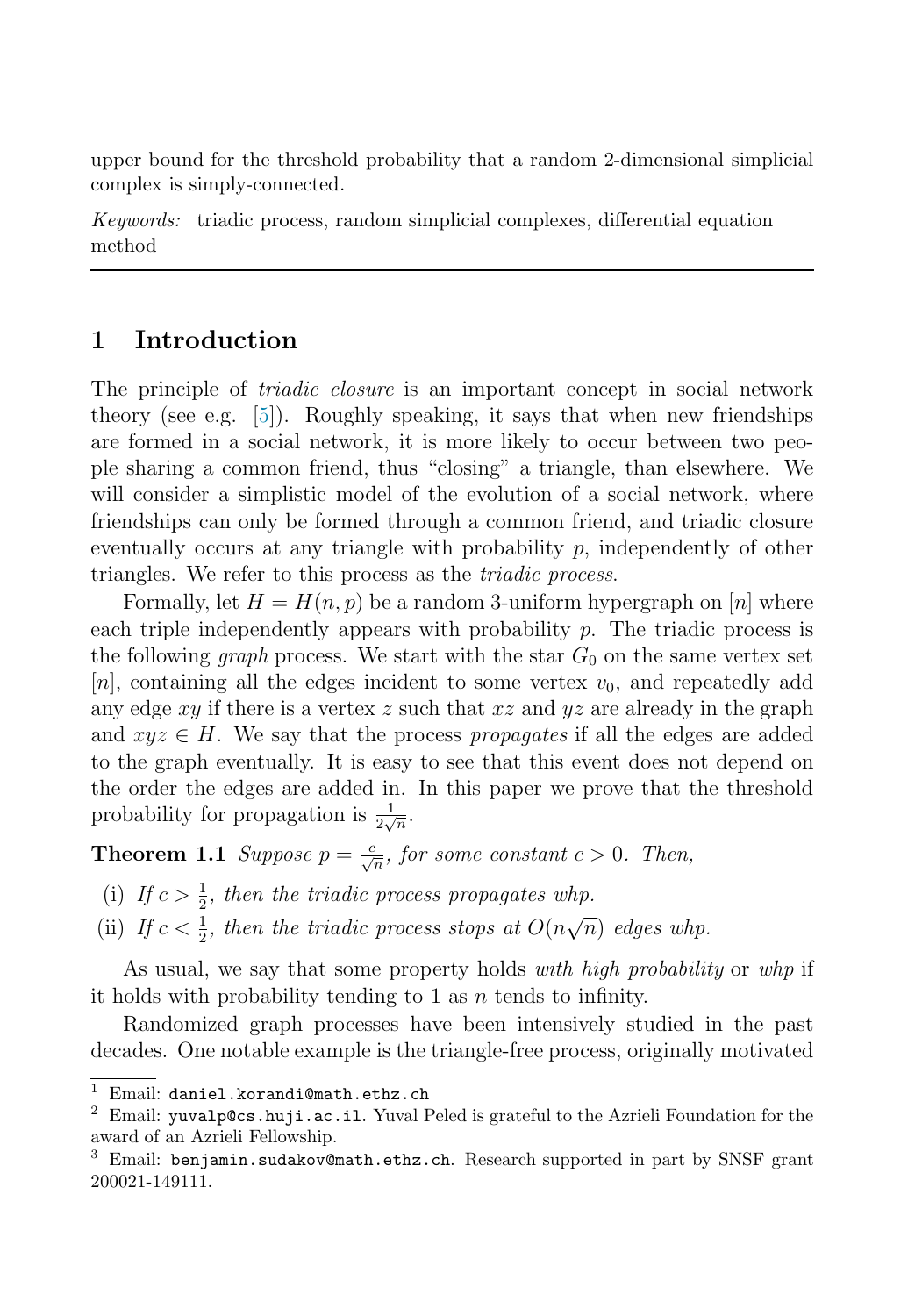upper bound for the threshold probability that a random 2-dimensional simplicial complex is simply-connected.

*Keywords:* triadic process, random simplicial complexes, differential equation method

## 1 Introduction

The principle of *triadic closure* is an important concept in social network theory (see e.g. [5]). Roughly speaking, it says that when new friendships are formed in a social network, it is more likely to occur between two people sharing a common friend, thus "closing" a triangle, than elsewhere. We will consider a simplistic model of the evolution of a social network, where friendships can only be formed through a common friend, and triadic closure eventually occurs at any triangle with probability $p$, independently of other triangles. We refer to this process as the *triadic process*.

Formally, let $H = H(n, p)$ be a random 3-uniform hypergraph on $[n]$ where each triple independently appears with probability $p$. The triadic process is the following *graph* process. We start with the star $G_0$ on the same vertex set $[n]$, containing all the edges incident to some vertex $v_0$, and repeatedly add any edge $xy$ if there is a vertex $z$ such that $xz$ and $yz$ are already in the graph and $xyz \in H$. We say that the process *propagates* if all the edges are added to the graph eventually. It is easy to see that this event does not depend on the order the edges are added in. In this paper we prove that the threshold probability for propagation is $\frac{1}{2\sqrt{n}}$.

**Theorem 1.1** *Suppose $p = \frac{c}{\sqrt{n}}$, for some constant $c > 0$. Then,*

(i) *If $c > \frac{1}{2}$, then the triadic process propagates whp.*

(ii) *If $c < \frac{1}{2}$, then the triadic process stops at $O(n\sqrt{n})$ edges whp.*

As usual, we say that some property holds *with high probability* or *whp* if it holds with probability tending to 1 as $n$ tends to infinity.

Randomized graph processes have been intensively studied in the past decades. One notable example is the triangle-free process, originally motivated

---

[1] Email: daniel.korandi@math.ethz.ch

[2] Email: yuvalp@cs.huji.ac.il. Yuval Peled is grateful to the Azrieli Foundation for the award of an Azrieli Fellowship.

[3] Email: benjamin.sudakov@math.ethz.ch. Research supported in part by SNSF grant 200021-149111.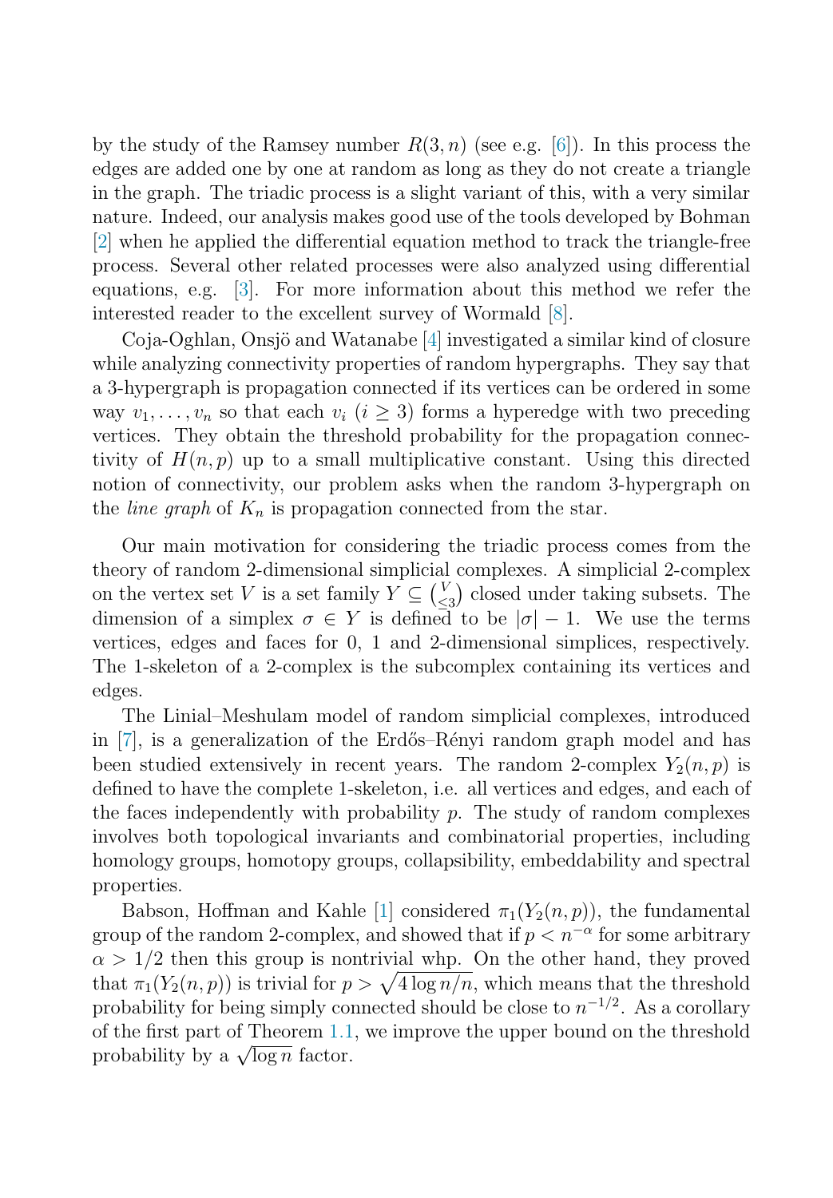by the study of the Ramsey number $R(3, n)$ (see e.g. [6]). In this process the edges are added one by one at random as long as they do not create a triangle in the graph. The triadic process is a slight variant of this, with a very similar nature. Indeed, our analysis makes good use of the tools developed by Bohman [2] when he applied the differential equation method to track the triangle-free process. Several other related processes were also analyzed using differential equations, e.g. [3]. For more information about this method we refer the interested reader to the excellent survey of Wormald [8].

Coja-Oghlan, Onsjö and Watanabe [4] investigated a similar kind of closure while analyzing connectivity properties of random hypergraphs. They say that a 3-hypergraph is propagation connected if its vertices can be ordered in some way $v_1, \ldots, v_n$ so that each $v_i$ ($i \geq 3$) forms a hyperedge with two preceding vertices. They obtain the threshold probability for the propagation connectivity of $H(n, p)$ up to a small multiplicative constant. Using this directed notion of connectivity, our problem asks when the random 3-hypergraph on the *line graph* of $K_n$ is propagation connected from the star.

Our main motivation for considering the triadic process comes from the theory of random 2-dimensional simplicial complexes. A simplicial 2-complex on the vertex set $V$ is a set family $Y \subseteq \binom{V}{\leq 3}$ closed under taking subsets. The dimension of a simplex $\sigma \in Y$ is defined to be $|\sigma| - 1$. We use the terms vertices, edges and faces for 0, 1 and 2-dimensional simplices, respectively. The 1-skeleton of a 2-complex is the subcomplex containing its vertices and edges.

The Linial–Meshulam model of random simplicial complexes, introduced in [7], is a generalization of the Erdős–Rényi random graph model and has been studied extensively in recent years. The random 2-complex $Y_2(n, p)$ is defined to have the complete 1-skeleton, i.e. all vertices and edges, and each of the faces independently with probability $p$. The study of random complexes involves both topological invariants and combinatorial properties, including homology groups, homotopy groups, collapsibility, embeddability and spectral properties.

Babson, Hoffman and Kahle [1] considered $\pi_1(Y_2(n, p))$, the fundamental group of the random 2-complex, and showed that if $p < n^{-\alpha}$ for some arbitrary $\alpha > 1/2$ then this group is nontrivial whp. On the other hand, they proved that $\pi_1(Y_2(n, p))$ is trivial for $p > \sqrt{4 \log n/n}$, which means that the threshold probability for being simply connected should be close to $n^{-1/2}$. As a corollary of the first part of Theorem 1.1, we improve the upper bound on the threshold probability by a $\sqrt{\log n}$ factor.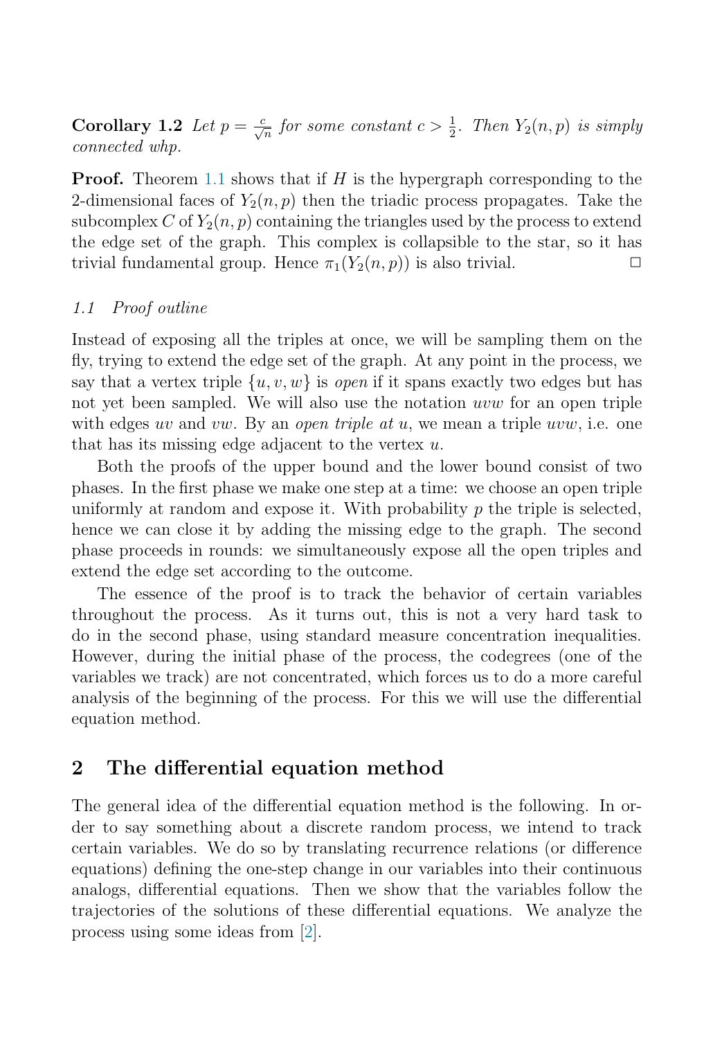**Corollary 1.2** *Let $p = \frac{c}{\sqrt{n}}$ for some constant $c > \frac{1}{2}$. Then $Y_2(n,p)$ is simply connected whp.*

**Proof.** Theorem 1.1 shows that if $H$ is the hypergraph corresponding to the 2-dimensional faces of $Y_2(n,p)$ then the triadic process propagates. Take the subcomplex $C$ of $Y_2(n,p)$ containing the triangles used by the process to extend the edge set of the graph. This complex is collapsible to the star, so it has trivial fundamental group. Hence $\pi_1(Y_2(n,p))$ is also trivial. □

### *1.1 Proof outline*

Instead of exposing all the triples at once, we will be sampling them on the fly, trying to extend the edge set of the graph. At any point in the process, we say that a vertex triple $\{u,v,w\}$ is *open* if it spans exactly two edges but has not yet been sampled. We will also use the notation $uvw$ for an open triple with edges $uv$ and $vw$. By an *open triple at* $u$, we mean a triple $uvw$, i.e. one that has its missing edge adjacent to the vertex $u$.

Both the proofs of the upper bound and the lower bound consist of two phases. In the first phase we make one step at a time: we choose an open triple uniformly at random and expose it. With probability $p$ the triple is selected, hence we can close it by adding the missing edge to the graph. The second phase proceeds in rounds: we simultaneously expose all the open triples and extend the edge set according to the outcome.

The essence of the proof is to track the behavior of certain variables throughout the process. As it turns out, this is not a very hard task to do in the second phase, using standard measure concentration inequalities. However, during the initial phase of the process, the codegrees (one of the variables we track) are not concentrated, which forces us to do a more careful analysis of the beginning of the process. For this we will use the differential equation method.

## 2 The differential equation method

The general idea of the differential equation method is the following. In order to say something about a discrete random process, we intend to track certain variables. We do so by translating recurrence relations (or difference equations) defining the one-step change in our variables into their continuous analogs, differential equations. Then we show that the variables follow the trajectories of the solutions of these differential equations. We analyze the process using some ideas from [2].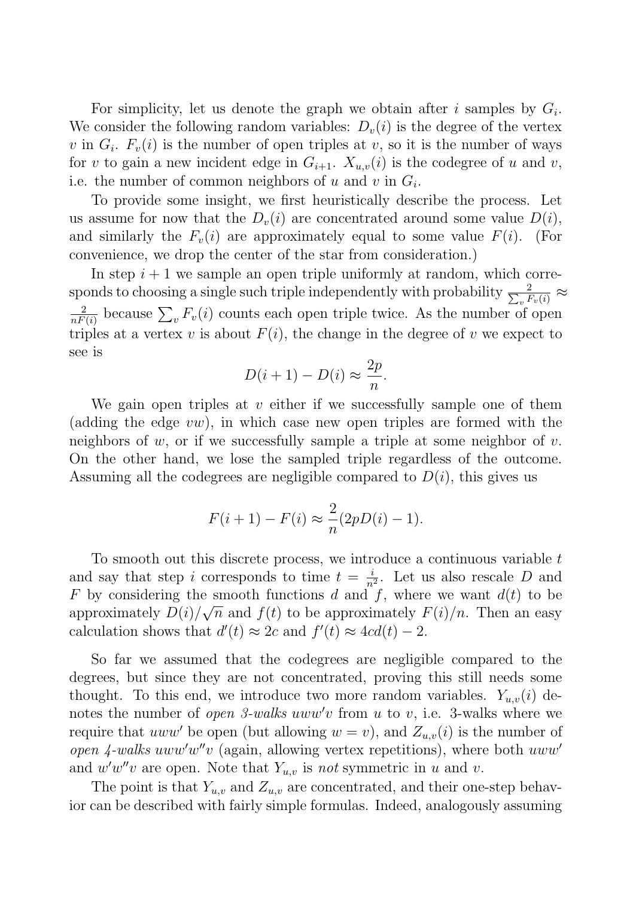For simplicity, let us denote the graph we obtain after $i$ samples by $G_i$. We consider the following random variables: $D_v(i)$ is the degree of the vertex $v$ in $G_i$. $F_v(i)$ is the number of open triples at $v$, so it is the number of ways for $v$ to gain a new incident edge in $G_{i+1}$. $X_{u,v}(i)$ is the codegree of $u$ and $v$, i.e. the number of common neighbors of $u$ and $v$ in $G_i$.

To provide some insight, we first heuristically describe the process. Let us assume for now that the $D_v(i)$ are concentrated around some value $D(i)$, and similarly the $F_v(i)$ are approximately equal to some value $F(i)$. (For convenience, we drop the center of the star from consideration.)

In step $i+1$ we sample an open triple uniformly at random, which corresponds to choosing a single such triple independently with probability $\frac{2}{\sum_v F_v(i)} \approx \frac{2}{nF(i)}$ because $\sum_v F_v(i)$ counts each open triple twice. As the number of open triples at a vertex $v$ is about $F(i)$, the change in the degree of $v$ we expect to see is

$$D(i+1) - D(i) \approx \frac{2p}{n}.$$

We gain open triples at $v$ either if we successfully sample one of them (adding the edge $vw$), in which case new open triples are formed with the neighbors of $w$, or if we successfully sample a triple at some neighbor of $v$. On the other hand, we lose the sampled triple regardless of the outcome. Assuming all the codegrees are negligible compared to $D(i)$, this gives us

$$F(i+1) - F(i) \approx \frac{2}{n}(2pD(i) - 1).$$

To smooth out this discrete process, we introduce a continuous variable $t$ and say that step $i$ corresponds to time $t = \frac{i}{n^2}$. Let us also rescale $D$ and $F$ by considering the smooth functions $d$ and $f$, where we want $d(t)$ to be approximately $D(i)/\sqrt{n}$ and $f(t)$ to be approximately $F(i)/n$. Then an easy calculation shows that $d'(t) \approx 2c$ and $f'(t) \approx 4cd(t) - 2$.

So far we assumed that the codegrees are negligible compared to the degrees, but since they are not concentrated, proving this still needs some thought. To this end, we introduce two more random variables. $Y_{u,v}(i)$ denotes the number of *open 3-walks* $uww'v$ from $u$ to $v$, i.e. 3-walks where we require that $uww'$ be open (but allowing $w = v$), and $Z_{u,v}(i)$ is the number of *open 4-walks* $uww'w''v$ (again, allowing vertex repetitions), where both $uww'$ and $w'w''v$ are open. Note that $Y_{u,v}$ is *not* symmetric in $u$ and $v$.

The point is that $Y_{u,v}$ and $Z_{u,v}$ are concentrated, and their one-step behavior can be described with fairly simple formulas. Indeed, analogously assuming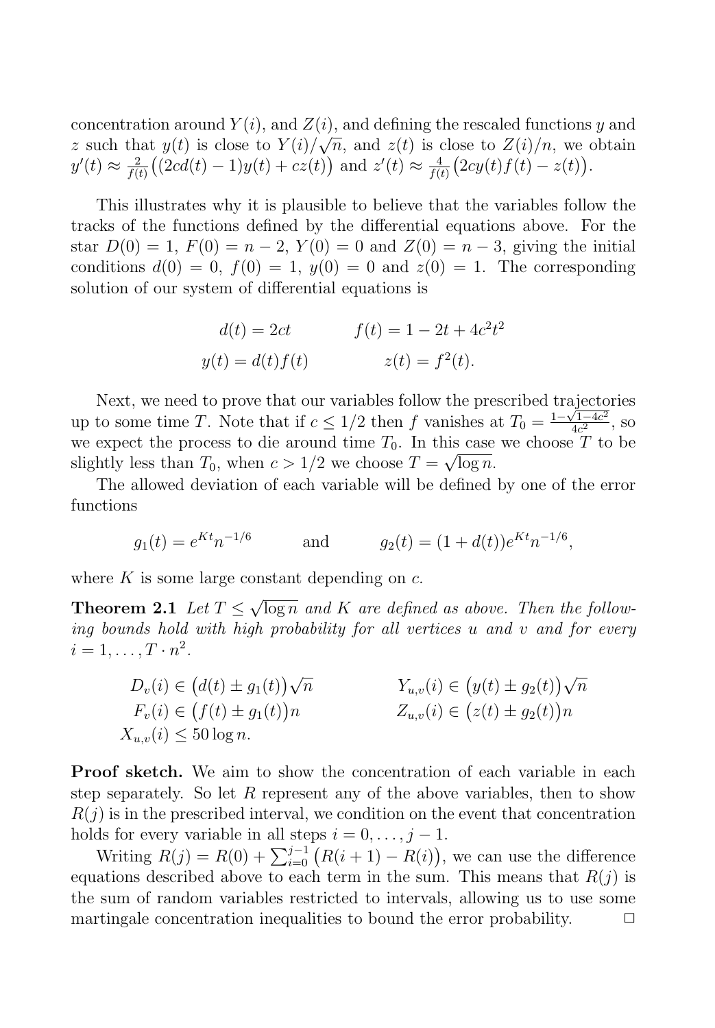concentration around $Y(i)$, and $Z(i)$, and defining the rescaled functions $y$ and $z$ such that $y(t)$ is close to $Y(i)/\sqrt{n}$, and $z(t)$ is close to $Z(i)/n$, we obtain $y'(t) \approx \frac{2}{f(t)}\big((2cd(t)-1)y(t) + cz(t)\big)$ and $z'(t) \approx \frac{4}{f(t)}\big(2cy(t)f(t) - z(t)\big)$.

This illustrates why it is plausible to believe that the variables follow the tracks of the functions defined by the differential equations above. For the star $D(0) = 1$, $F(0) = n-2$, $Y(0) = 0$ and $Z(0) = n-3$, giving the initial conditions $d(0) = 0$, $f(0) = 1$, $y(0) = 0$ and $z(0) = 1$. The corresponding solution of our system of differential equations is

$$
\begin{aligned}
d(t) &= 2ct & \qquad f(t) &= 1 - 2t + 4c^2t^2 \\
y(t) &= d(t)f(t) & \qquad z(t) &= f^2(t).
\end{aligned}
$$

Next, we need to prove that our variables follow the prescribed trajectories up to some time $T$. Note that if $c \le 1/2$ then $f$ vanishes at $T_0 = \frac{1-\sqrt{1-4c^2}}{4c^2}$, so we expect the process to die around time $T_0$. In this case we choose $T$ to be slightly less than $T_0$, when $c > 1/2$ we choose $T = \sqrt{\log n}$.

The allowed deviation of each variable will be defined by one of the error functions

$$
g_1(t) = e^{Kt}n^{-1/6} \qquad \text{and} \qquad g_2(t) = (1 + d(t))e^{Kt}n^{-1/6},
$$

where $K$ is some large constant depending on $c$.

**Theorem 2.1** *Let $T \le \sqrt{\log n}$ and $K$ are defined as above. Then the following bounds hold with high probability for all vertices $u$ and $v$ and for every $i = 1, \dots, T \cdot n^2$.*

$$
\begin{aligned}
D_v(i) &\in \big(d(t) \pm g_1(t)\big)\sqrt{n} & \qquad Y_{u,v}(i) &\in \big(y(t) \pm g_2(t)\big)\sqrt{n} \\
F_v(i) &\in \big(f(t) \pm g_1(t)\big)n & \qquad Z_{u,v}(i) &\in \big(z(t) \pm g_2(t)\big)n \\
X_{u,v}(i) &\le 50\log n.
\end{aligned}
$$

**Proof sketch.** We aim to show the concentration of each variable in each step separately. So let $R$ represent any of the above variables, then to show $R(j)$ is in the prescribed interval, we condition on the event that concentration holds for every variable in all steps $i = 0, \dots, j-1$.

Writing $R(j) = R(0) + \sum_{i=0}^{j-1}\big(R(i+1) - R(i)\big)$, we can use the difference equations described above to each term in the sum. This means that $R(j)$ is the sum of random variables restricted to intervals, allowing us to use some martingale concentration inequalities to bound the error probability. $\square$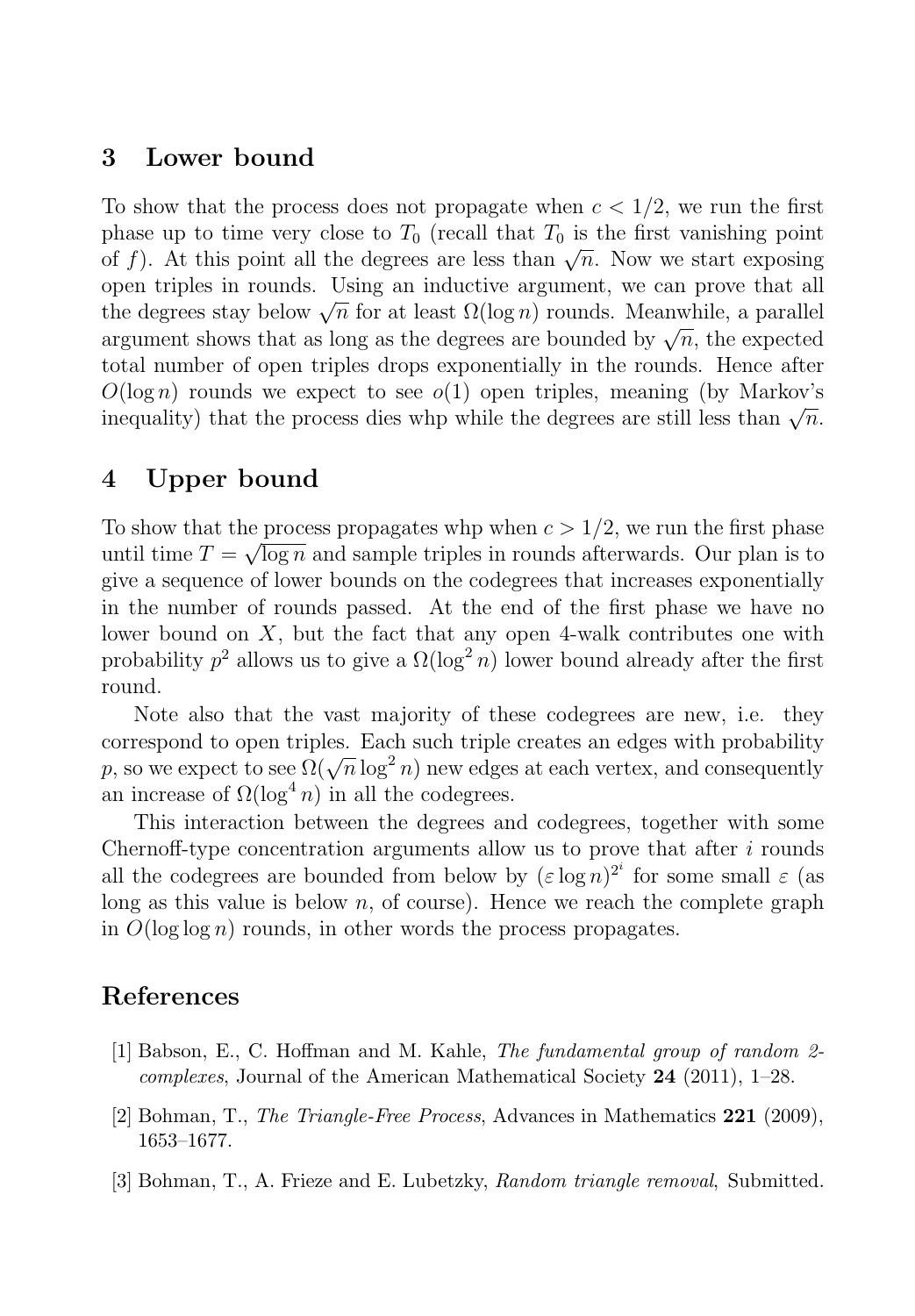## 3 Lower bound

To show that the process does not propagate when $c < 1/2$, we run the first phase up to time very close to $T_0$ (recall that $T_0$ is the first vanishing point of $f$). At this point all the degrees are less than $\sqrt{n}$. Now we start exposing open triples in rounds. Using an inductive argument, we can prove that all the degrees stay below $\sqrt{n}$ for at least $\Omega(\log n)$ rounds. Meanwhile, a parallel argument shows that as long as the degrees are bounded by $\sqrt{n}$, the expected total number of open triples drops exponentially in the rounds. Hence after $O(\log n)$ rounds we expect to see $o(1)$ open triples, meaning (by Markov's inequality) that the process dies whp while the degrees are still less than $\sqrt{n}$.

## 4 Upper bound

To show that the process propagates whp when $c > 1/2$, we run the first phase until time $T = \sqrt{\log n}$ and sample triples in rounds afterwards. Our plan is to give a sequence of lower bounds on the codegrees that increases exponentially in the number of rounds passed. At the end of the first phase we have no lower bound on $X$, but the fact that any open 4-walk contributes one with probability $p^2$ allows us to give a $\Omega(\log^2 n)$ lower bound already after the first round.

Note also that the vast majority of these codegrees are new, i.e. they correspond to open triples. Each such triple creates an edges with probability $p$, so we expect to see $\Omega(\sqrt{n}\log^2 n)$ new edges at each vertex, and consequently an increase of $\Omega(\log^4 n)$ in all the codegrees.

This interaction between the degrees and codegrees, together with some Chernoff-type concentration arguments allow us to prove that after $i$ rounds all the codegrees are bounded from below by $(\varepsilon \log n)^{2^i}$ for some small $\varepsilon$ (as long as this value is below $n$, of course). Hence we reach the complete graph in $O(\log \log n)$ rounds, in other words the process propagates.

## References

[1] Babson, E., C. Hoffman and M. Kahle, *The fundamental group of random 2-complexes*, Journal of the American Mathematical Society **24** (2011), 1–28.

[2] Bohman, T., *The Triangle-Free Process*, Advances in Mathematics **221** (2009), 1653–1677.

[3] Bohman, T., A. Frieze and E. Lubetzky, *Random triangle removal*, Submitted.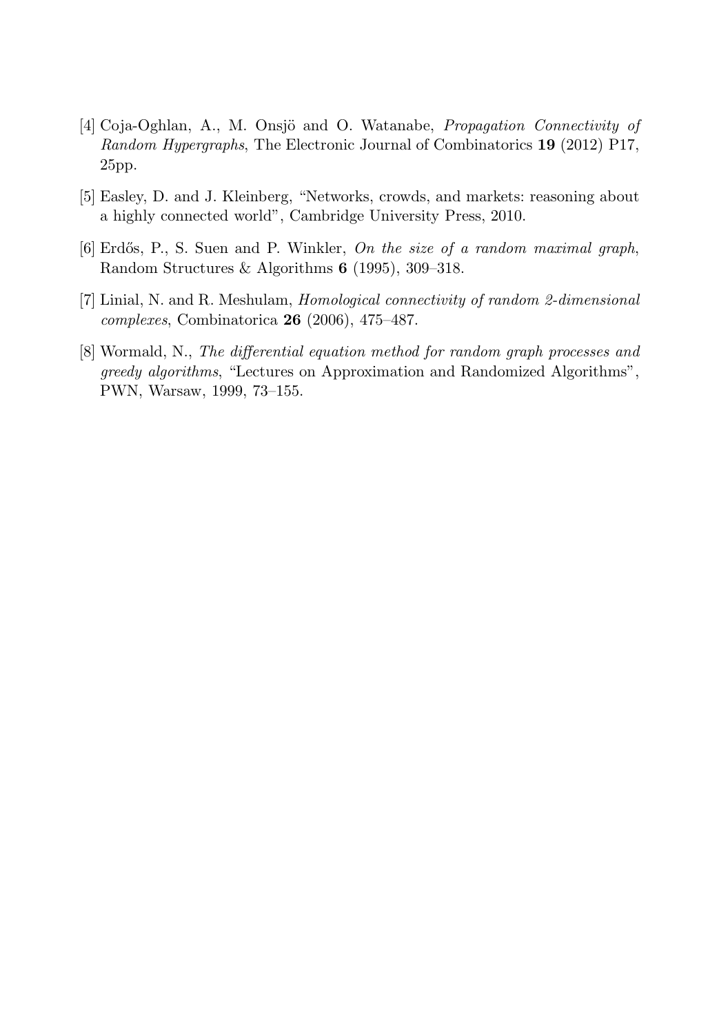[4] Coja-Oghlan, A., M. Onsjö and O. Watanabe, *Propagation Connectivity of Random Hypergraphs*, The Electronic Journal of Combinatorics **19** (2012) P17, 25pp.

[5] Easley, D. and J. Kleinberg, "Networks, crowds, and markets: reasoning about a highly connected world", Cambridge University Press, 2010.

[6] Erdős, P., S. Suen and P. Winkler, *On the size of a random maximal graph*, Random Structures & Algorithms **6** (1995), 309–318.

[7] Linial, N. and R. Meshulam, *Homological connectivity of random 2-dimensional complexes*, Combinatorica **26** (2006), 475–487.

[8] Wormald, N., *The differential equation method for random graph processes and greedy algorithms*, "Lectures on Approximation and Randomized Algorithms", PWN, Warsaw, 1999, 73–155.